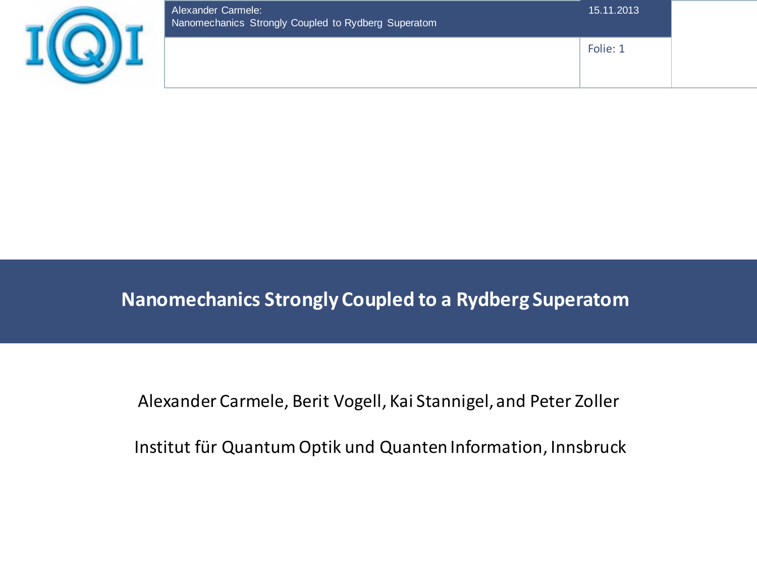# Nanomechanics Strongly Coupled to a Rydberg Superatom

Alexander Carmele, Berit Vogell, Kai Stannigel, and Peter Zoller

Institut für Quantum Optik und Quanten Information, Innsbruck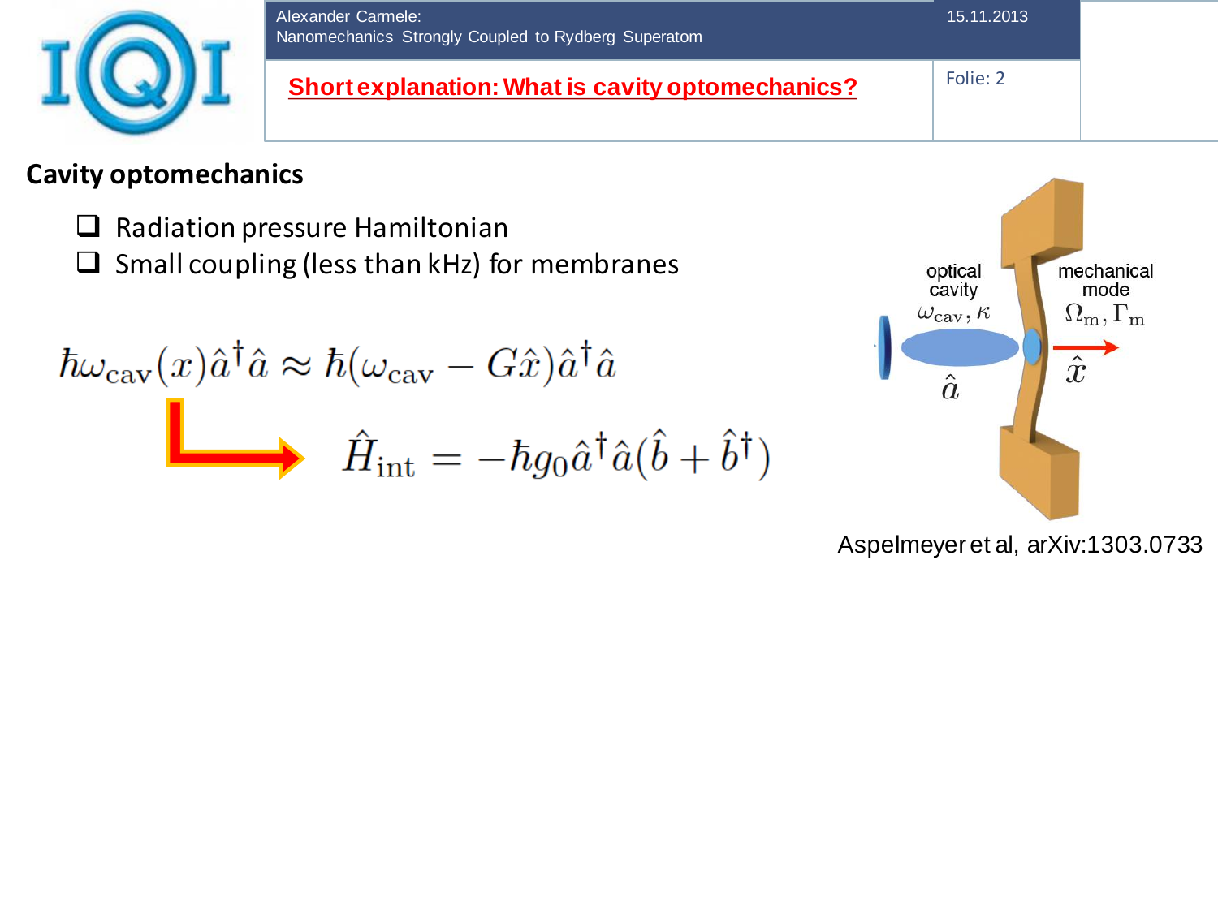# Short explanation: What is cavity optomechanics?

## Cavity optomechanics

- Radiation pressure Hamiltonian
- Small coupling (less than kHz) for membranes

$$\hbar\omega_{\text{cav}}(x)\hat{a}^\dagger\hat{a} \approx \hbar(\omega_{\text{cav}} - G\hat{x})\hat{a}^\dagger\hat{a}$$

$$\hat{H}_{\text{int}} = -\hbar g_0 \hat{a}^\dagger\hat{a}(\hat{b} + \hat{b}^\dagger)$$

optical cavity

$\omega_{\text{cav}}, \kappa$

$\hat{a}$

mechanical mode

$\Omega_{\text{m}}, \Gamma_{\text{m}}$

$\hat{x}$

Aspelmeyer et al, arXiv:1303.0733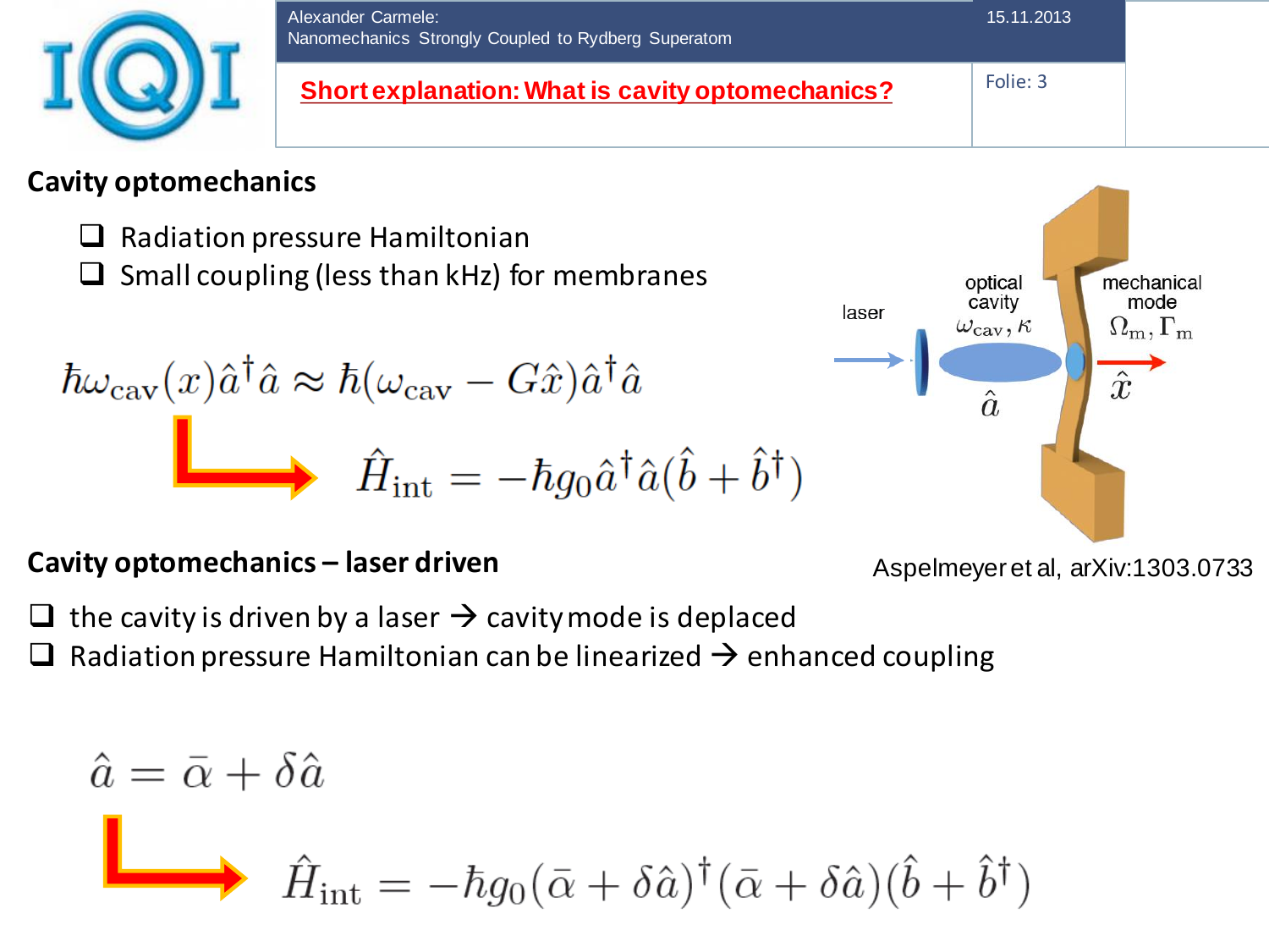## Short explanation: What is cavity optomechanics?

### Cavity optomechanics

- Radiation pressure Hamiltonian
- Small coupling (less than kHz) for membranes

$$\hbar\omega_{\mathrm{cav}}(x)\hat{a}^\dagger\hat{a} \approx \hbar(\omega_{\mathrm{cav}} - G\hat{x})\hat{a}^\dagger\hat{a}$$

$$\hat{H}_{\mathrm{int}} = -\hbar g_0 \hat{a}^\dagger\hat{a}(\hat{b} + \hat{b}^\dagger)$$

laser

optical cavity

$\omega_{\mathrm{cav}}, \kappa$

$\hat{a}$

mechanical mode

$\Omega_{\mathrm{m}}, \Gamma_{\mathrm{m}}$

$\hat{x}$

Aspelmeyer et al, arXiv:1303.0733

### Cavity optomechanics – laser driven

- the cavity is driven by a laser → cavity mode is deplaced
- Radiation pressure Hamiltonian can be linearized → enhanced coupling

$$\hat{a} = \bar{\alpha} + \delta\hat{a}$$

$$\hat{H}_{\mathrm{int}} = -\hbar g_0 (\bar{\alpha} + \delta\hat{a})^\dagger(\bar{\alpha} + \delta\hat{a})(\hat{b} + \hat{b}^\dagger)$$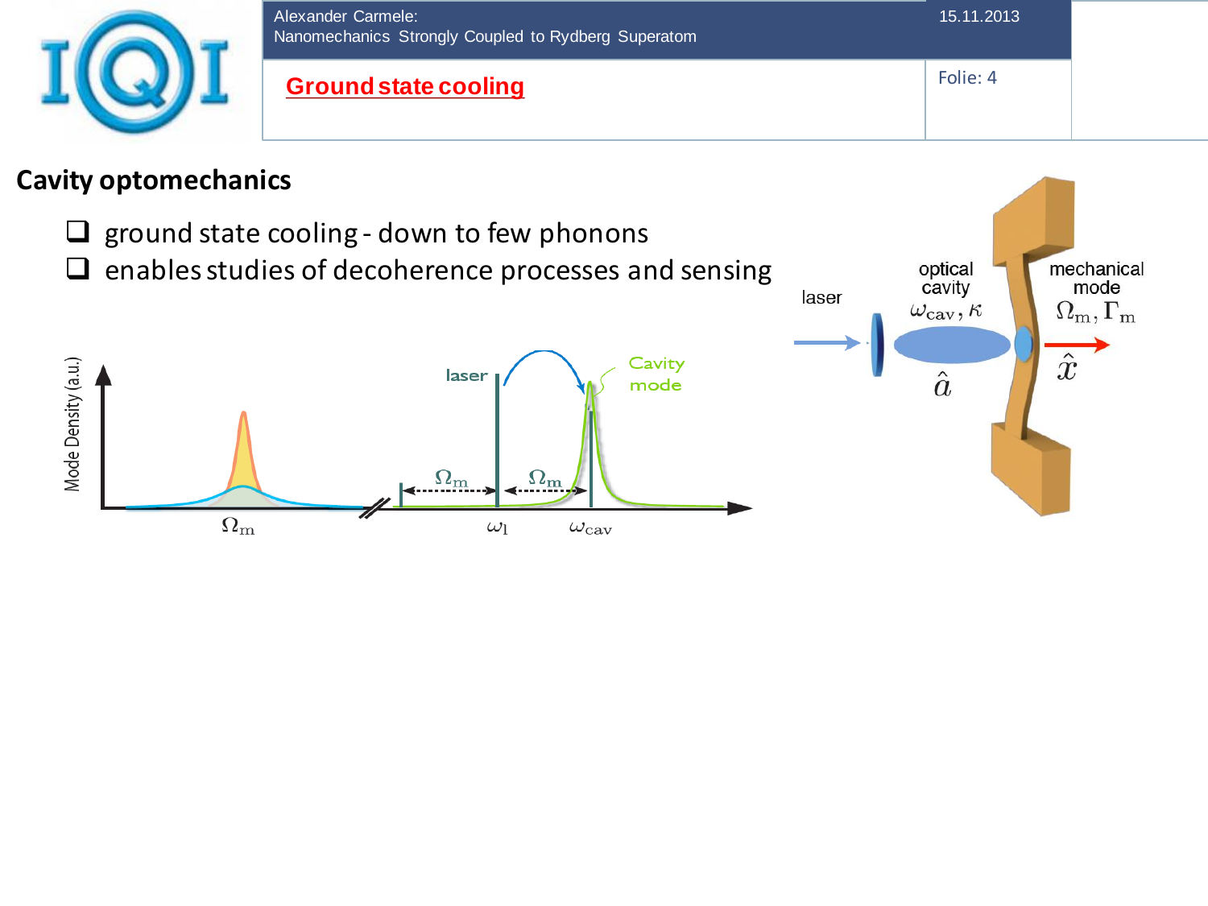## Ground state cooling

### Cavity optomechanics

- ground state cooling - down to few phonons
- enables studies of decoherence processes and sensing

Mode Density (a.u.)

$\Omega_m$

laser

Cavity mode

$\Omega_m$ $\Omega_m$

$\omega_l$ $\omega_{cav}$

laser

optical cavity

$\omega_{cav}, \kappa$

$\hat{a}$

mechanical mode

$\Omega_m, \Gamma_m$

$\hat{x}$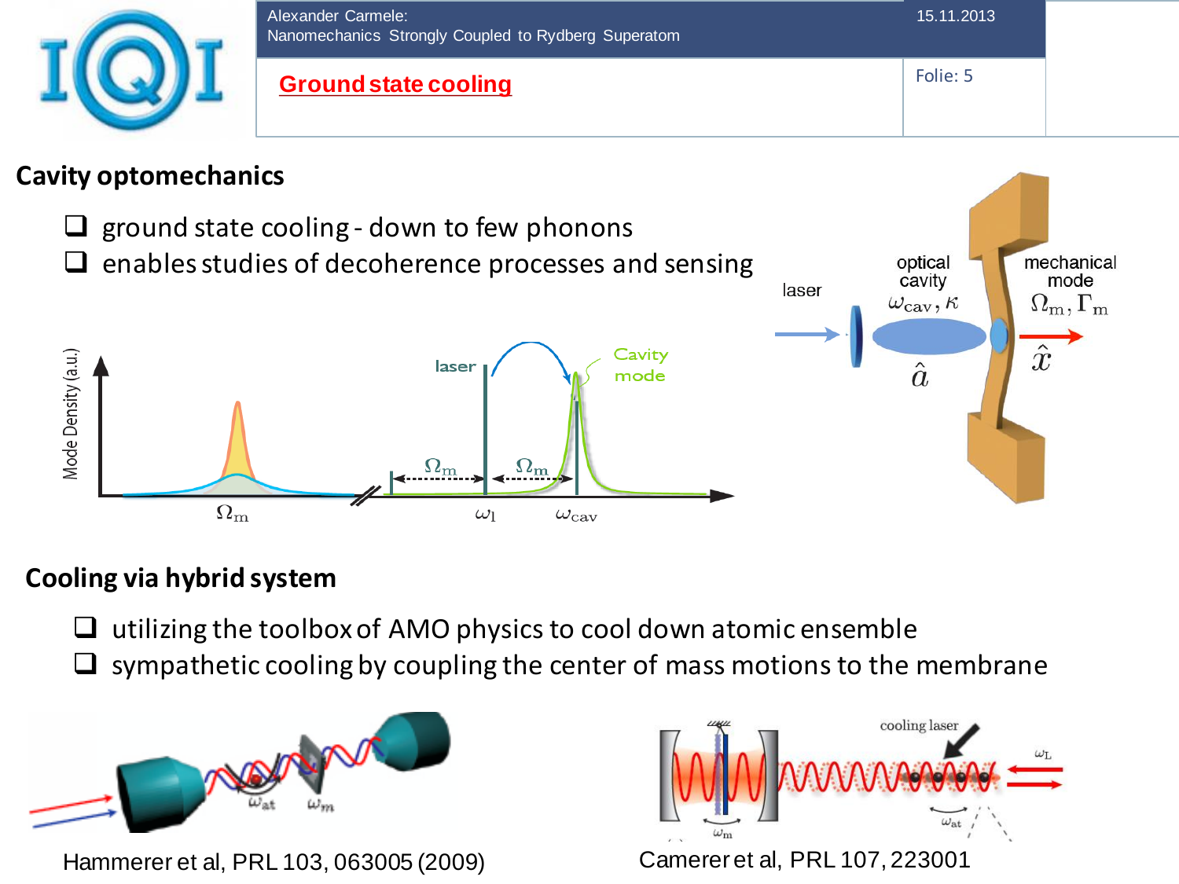## Ground state cooling

### Cavity optomechanics

- ground state cooling - down to few phonons
- enables studies of decoherence processes and sensing

Mode Density (a.u.)

$\Omega_m$

laser

Cavity mode

$\Omega_m$ $\Omega_m$

$\omega_l$ $\omega_{cav}$

laser

optical cavity

$\omega_{cav}, \kappa$

$\hat{a}$

mechanical mode

$\Omega_m, \Gamma_m$

$\hat{x}$

### Cooling via hybrid system

- utilizing the toolbox of AMO physics to cool down atomic ensemble
- sympathetic cooling by coupling the center of mass motions to the membrane

$\omega_{at}$ $\omega_m$

Hammerer et al, PRL 103, 063005 (2009)

cooling laser

$\omega_L$

$\omega_m$ $\omega_{at}$

Camerer et al, PRL 107, 223001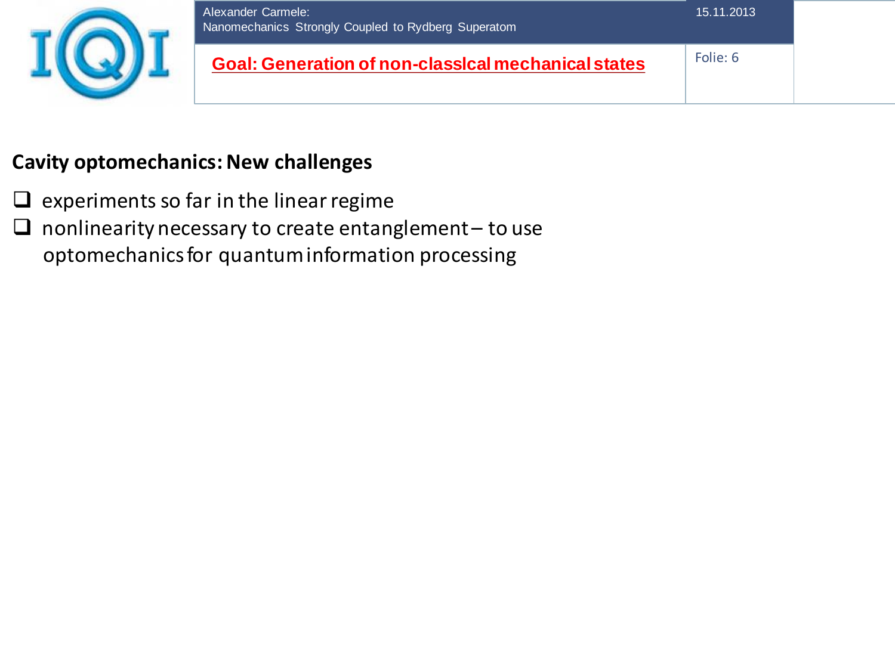## Goal: Generation of non-classlcal mechanical states

### Cavity optomechanics: New challenges

- experiments so far in the linear regime
- nonlinearity necessary to create entanglement – to use optomechanics for quantum information processing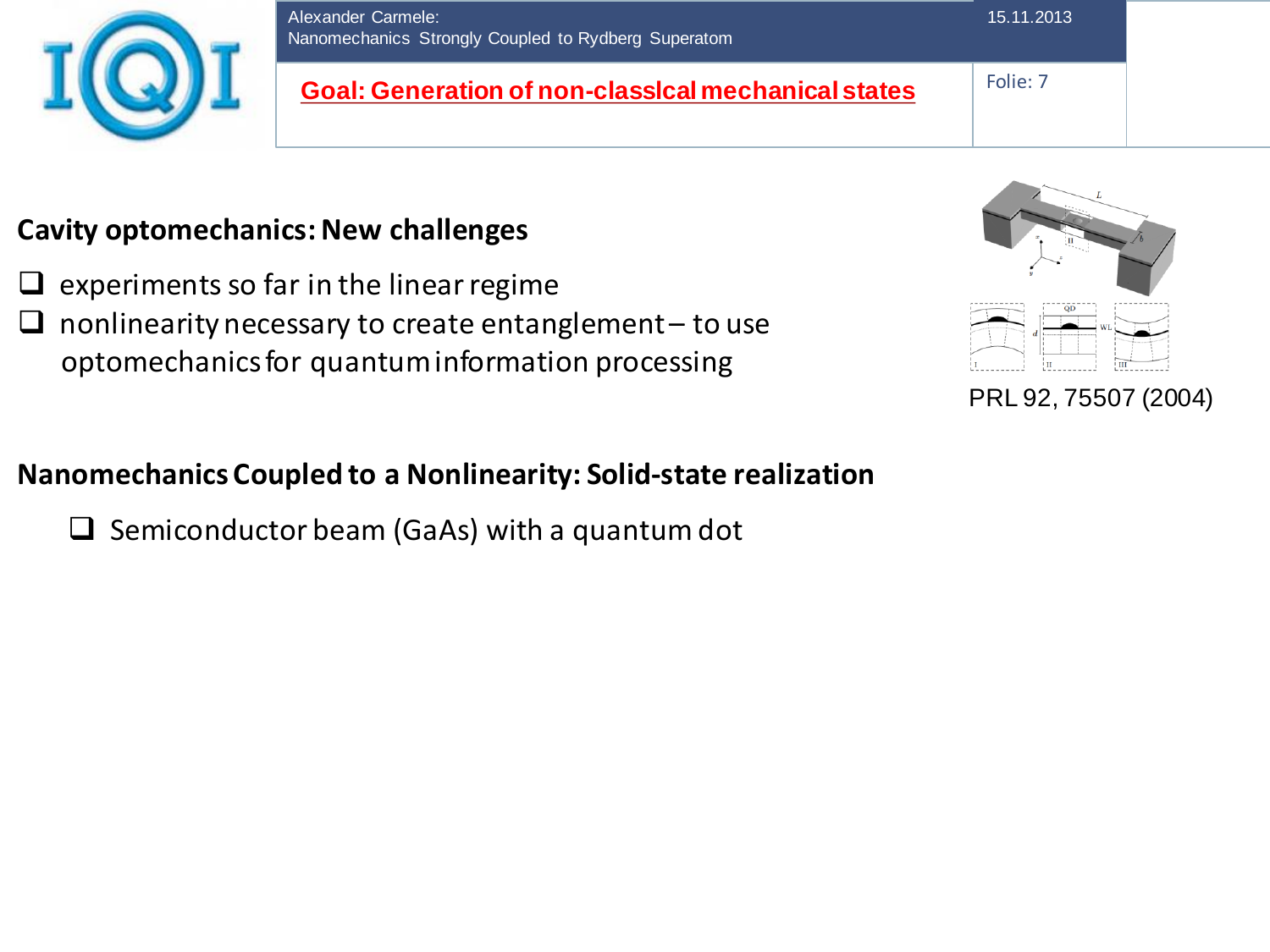## Goal: Generation of non-classlcal mechanical states

### Cavity optomechanics: New challenges

- experiments so far in the linear regime
- nonlinearity necessary to create entanglement – to use optomechanics for quantum information processing

PRL 92, 75507 (2004)

### Nanomechanics Coupled to a Nonlinearity: Solid-state realization

- Semiconductor beam (GaAs) with a quantum dot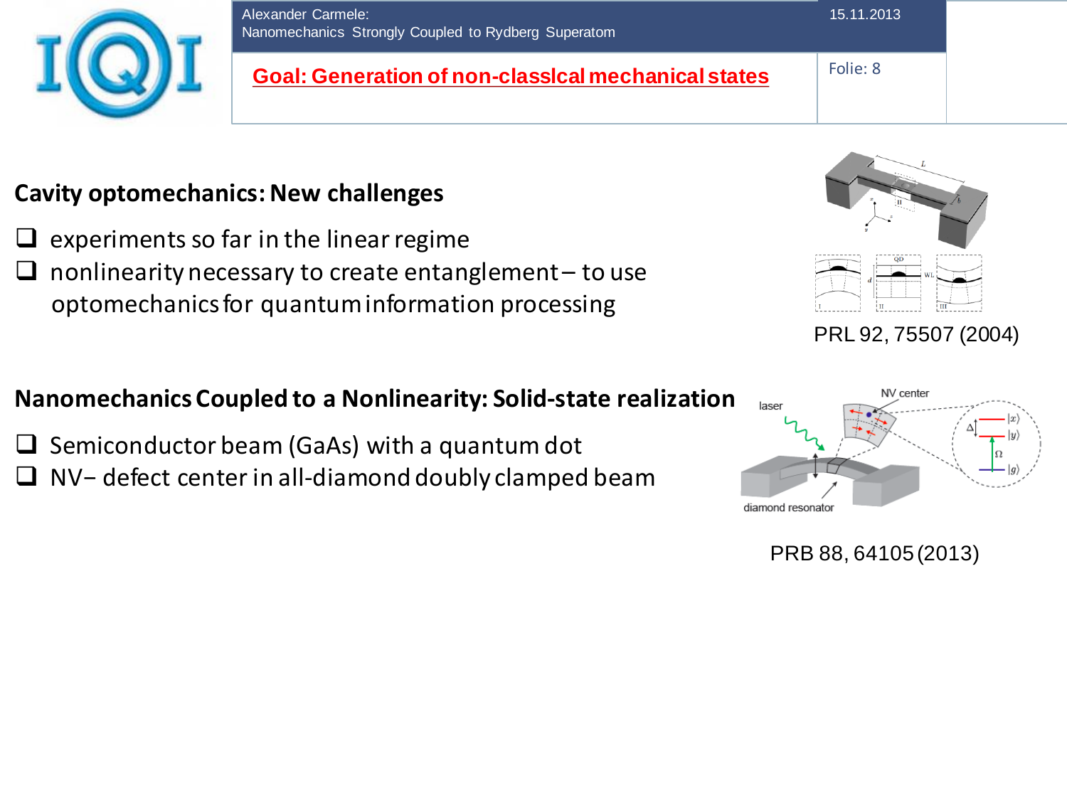## Goal: Generation of non-classlcal mechanical states

### Cavity optomechanics: New challenges

- experiments so far in the linear regime
- nonlinearity necessary to create entanglement – to use optomechanics for quantum information processing

PRL 92, 75507 (2004)

### Nanomechanics Coupled to a Nonlinearity: Solid-state realization

- Semiconductor beam (GaAs) with a quantum dot
- NV− defect center in all-diamond doubly clamped beam

PRB 88, 64105 (2013)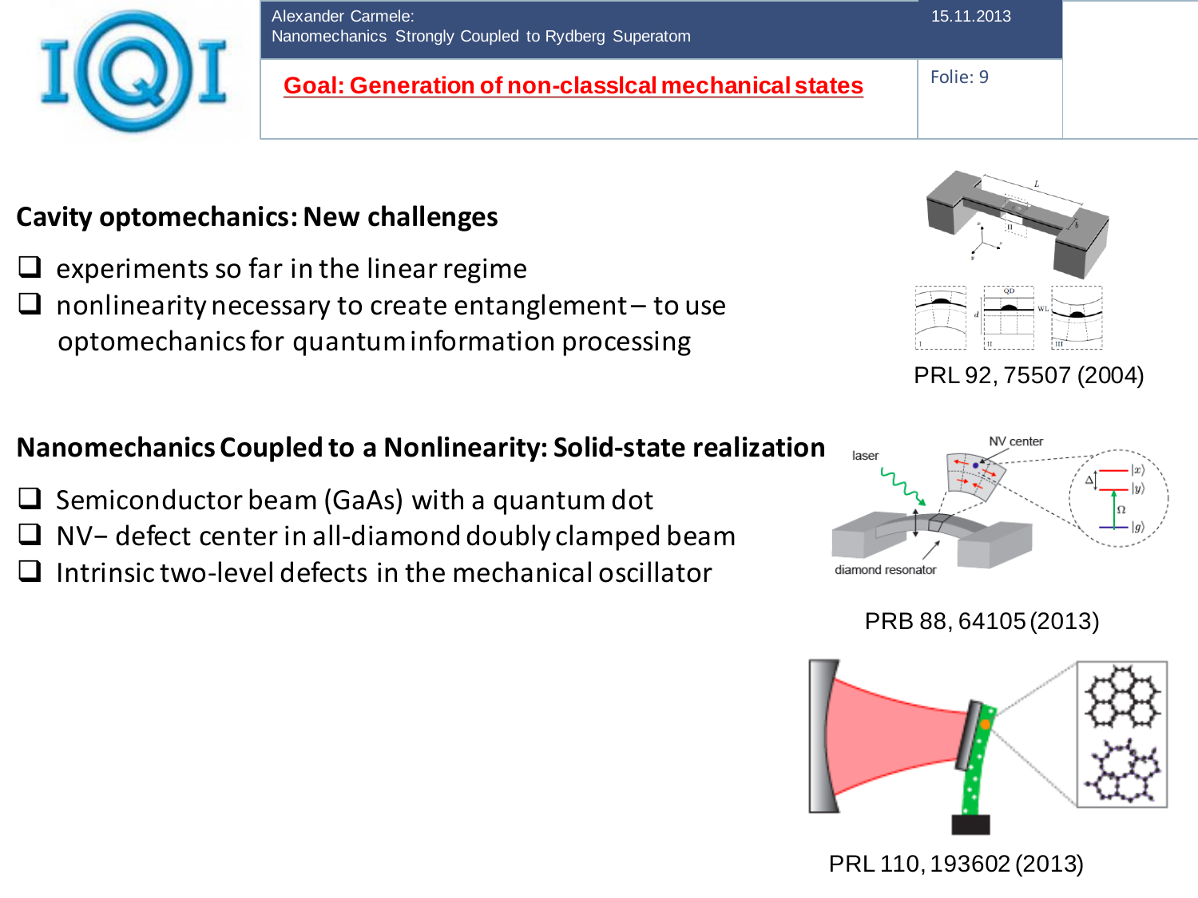## Goal: Generation of non-classlcal mechanical states

### Cavity optomechanics: New challenges

- experiments so far in the linear regime
- nonlinearity necessary to create entanglement – to use optomechanics for quantum information processing

PRL 92, 75507 (2004)

### Nanomechanics Coupled to a Nonlinearity: Solid-state realization

- Semiconductor beam (GaAs) with a quantum dot
- NV− defect center in all-diamond doubly clamped beam
- Intrinsic two-level defects in the mechanical oscillator

PRB 88, 64105 (2013)

PRL 110, 193602 (2013)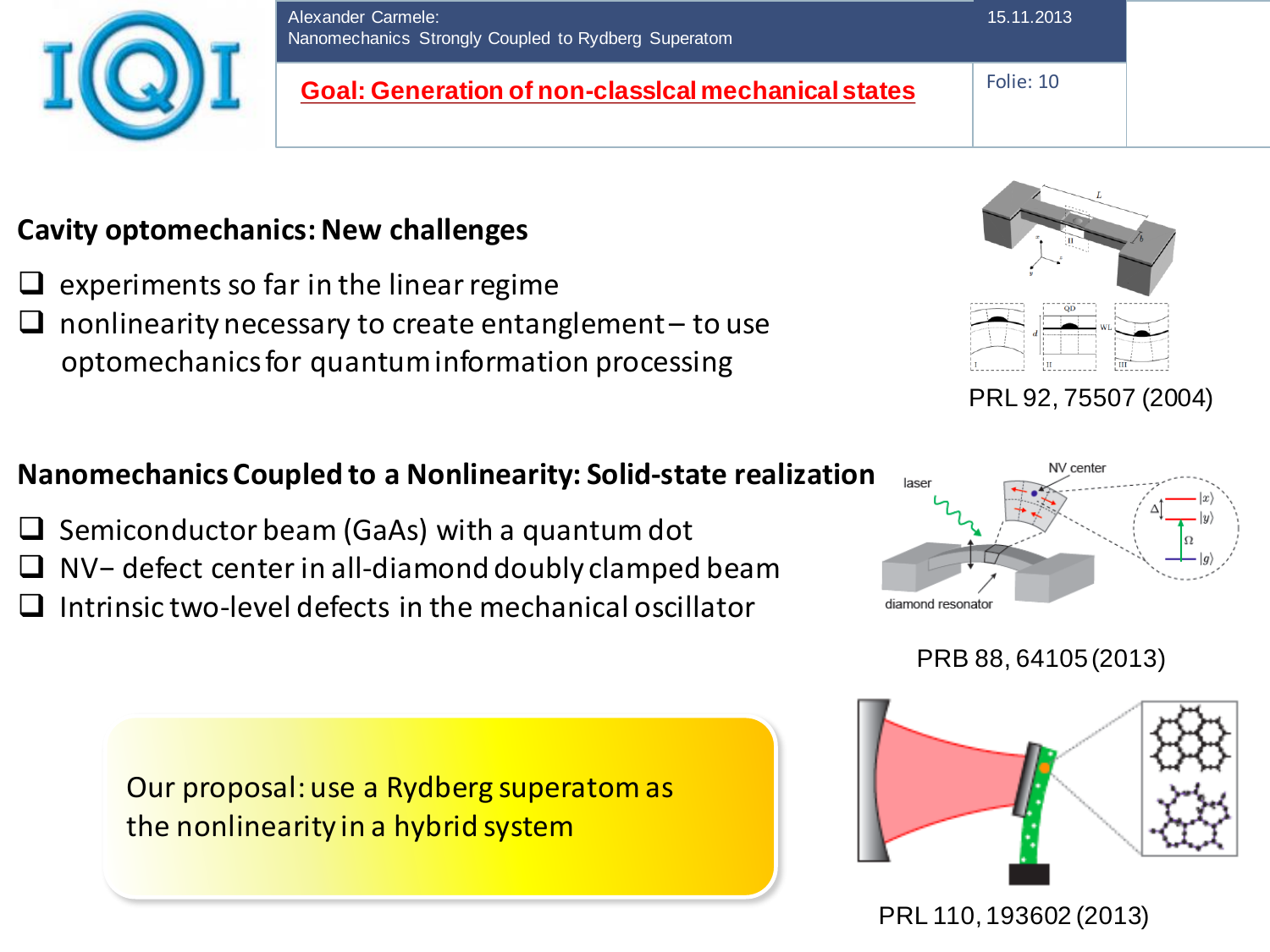## Goal: Generation of non-classlcal mechanical states

### Cavity optomechanics: New challenges

- experiments so far in the linear regime
- nonlinearity necessary to create entanglement – to use optomechanics for quantum information processing

PRL 92, 75507 (2004)

### Nanomechanics Coupled to a Nonlinearity: Solid-state realization

- Semiconductor beam (GaAs) with a quantum dot
- NV– defect center in all-diamond doubly clamped beam
- Intrinsic two-level defects in the mechanical oscillator

PRB 88, 64105 (2013)

Our proposal: use a Rydberg superatom as the nonlinearity in a hybrid system

PRL 110, 193602 (2013)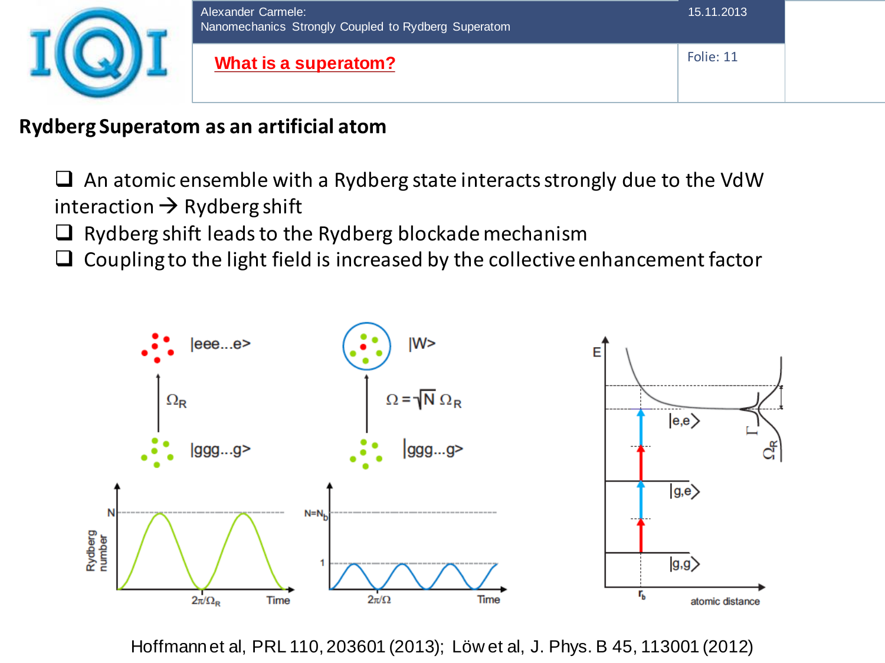## What is a superatom?

### Rydberg Superatom as an artificial atom

- An atomic ensemble with a Rydberg state interacts strongly due to the VdW interaction → Rydberg shift
- Rydberg shift leads to the Rydberg blockade mechanism
- Coupling to the light field is increased by the collective enhancement factor

$|eee...e\rangle$

$\Omega_R$

$|ggg...g\rangle$

$|W\rangle$

$\Omega = \sqrt{N}\,\Omega_R$

$|ggg...g\rangle$

Rydberg number

N

$2\pi/\Omega_R$

Time

$N=N_b$

1

$2\pi/\Omega$

Time

E

$|e,e\rangle$

$|g,e\rangle$

$|g,g\rangle$

$\Gamma$

$\Omega_R$

$r_b$

atomic distance

Hoffmann et al, PRL 110, 203601 (2013); Löw et al, J. Phys. B 45, 113001 (2012)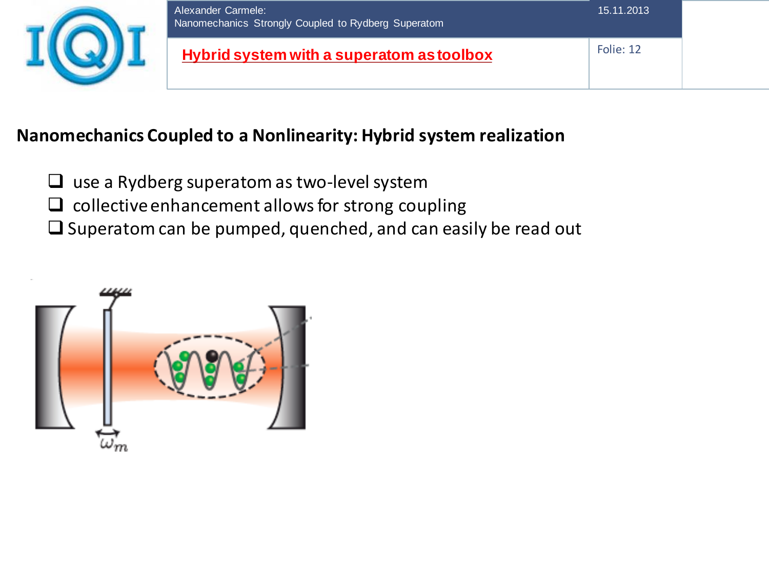## Hybrid system with a superatom as toolbox

### Nanomechanics Coupled to a Nonlinearity: Hybrid system realization

- use a Rydberg superatom as two-level system
- collective enhancement allows for strong coupling
- Superatom can be pumped, quenched, and can easily be read out

$\omega_m$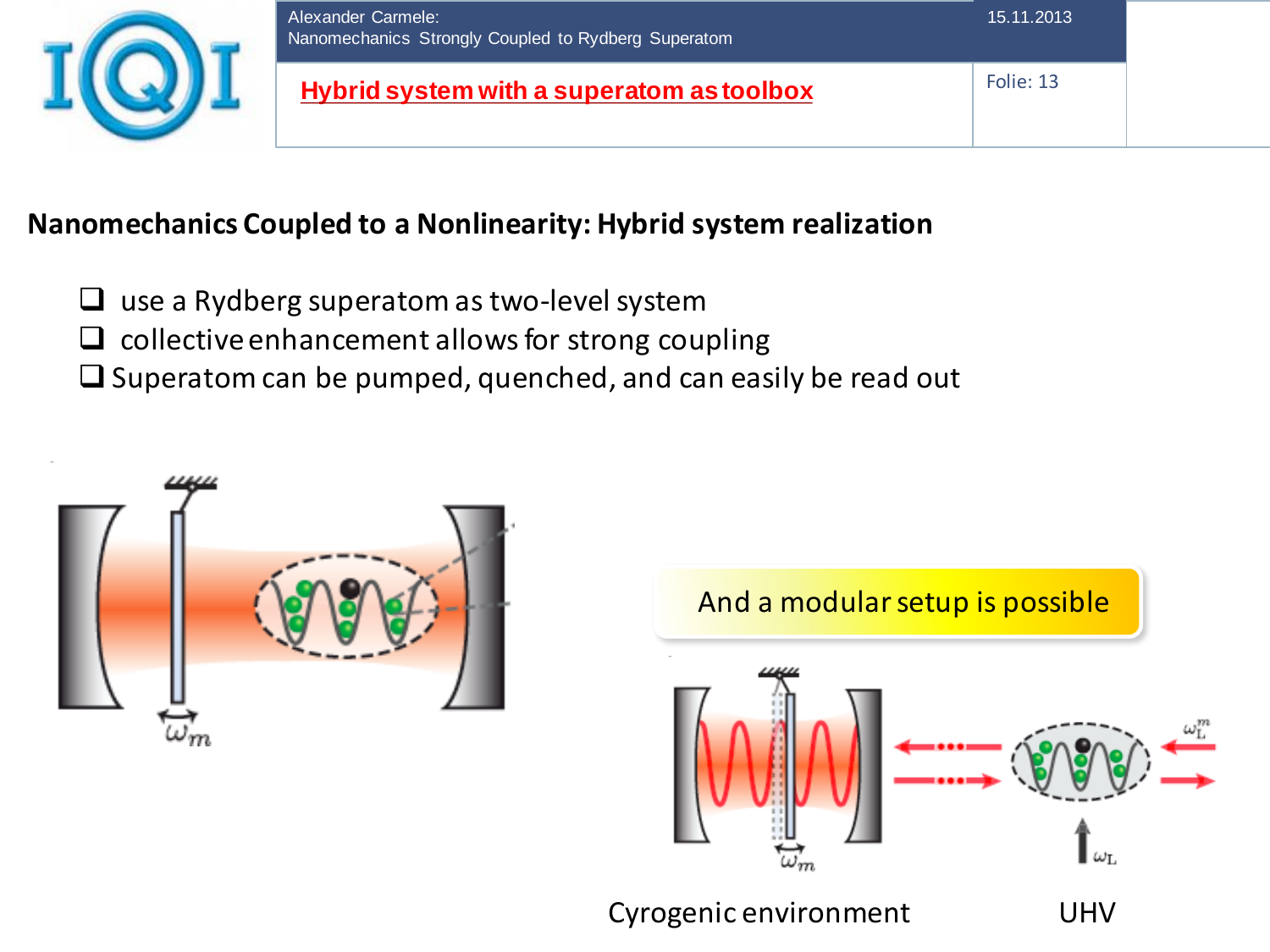## Hybrid system with a superatom as toolbox

### Nanomechanics Coupled to a Nonlinearity: Hybrid system realization

- use a Rydberg superatom as two-level system
- collective enhancement allows for strong coupling
- Superatom can be pumped, quenched, and can easily be read out

$\omega_m$

And a modular setup is possible

$\omega_L^m$

$\omega_L$

$\omega_m$

Cyrogenic environment

UHV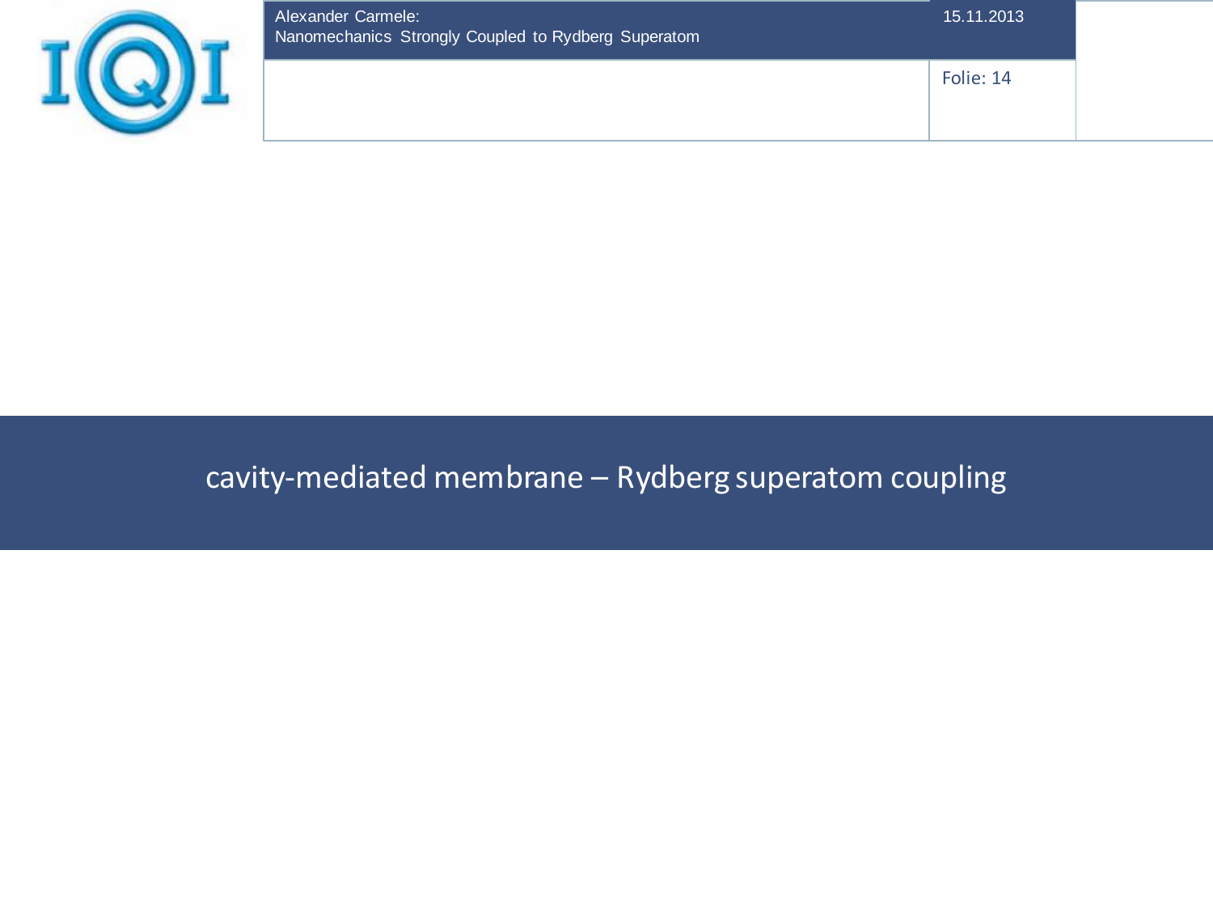# cavity-mediated membrane – Rydberg superatom coupling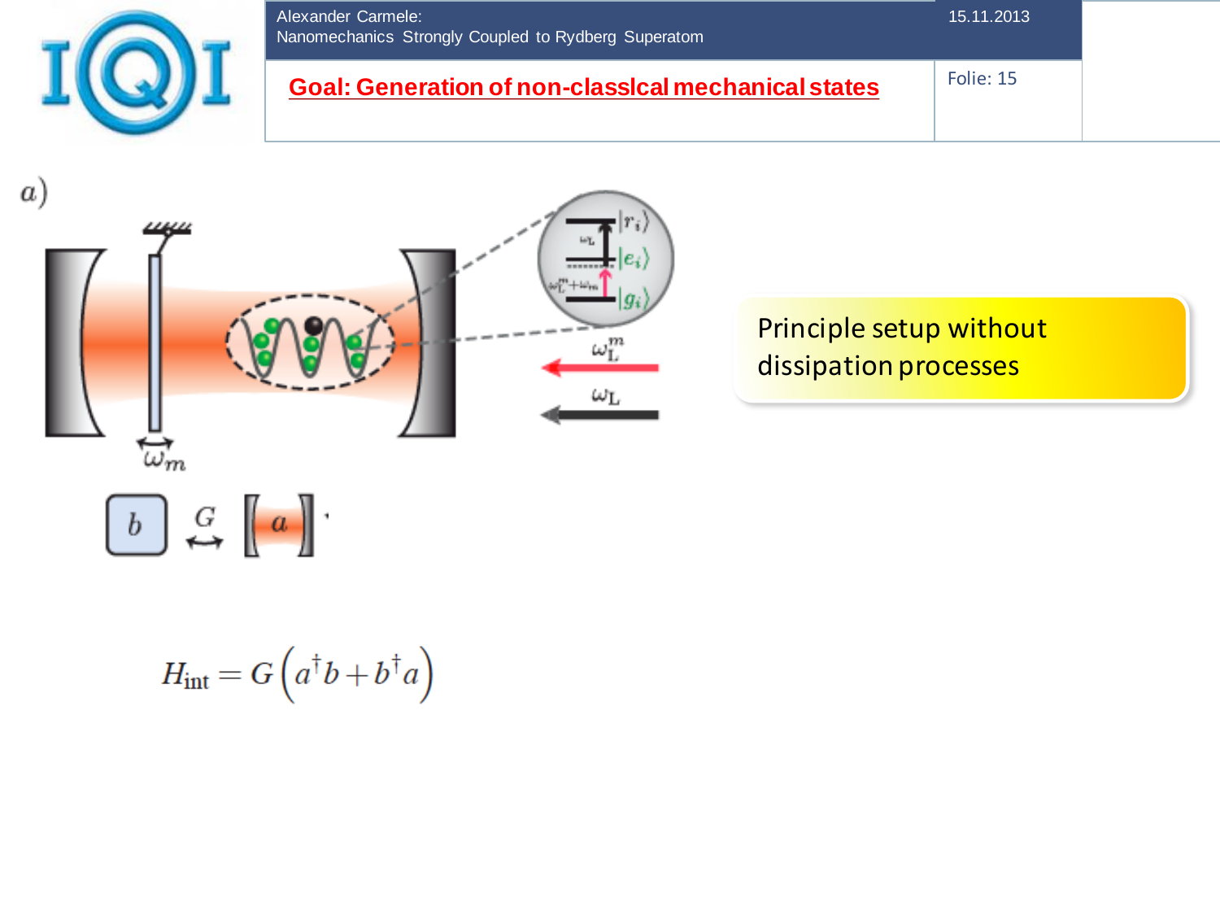## Goal: Generation of non-classlcal mechanical states

Principle setup without dissipation processes

$$H_{\text{int}} = G\left(a^{\dagger}b + b^{\dagger}a\right)$$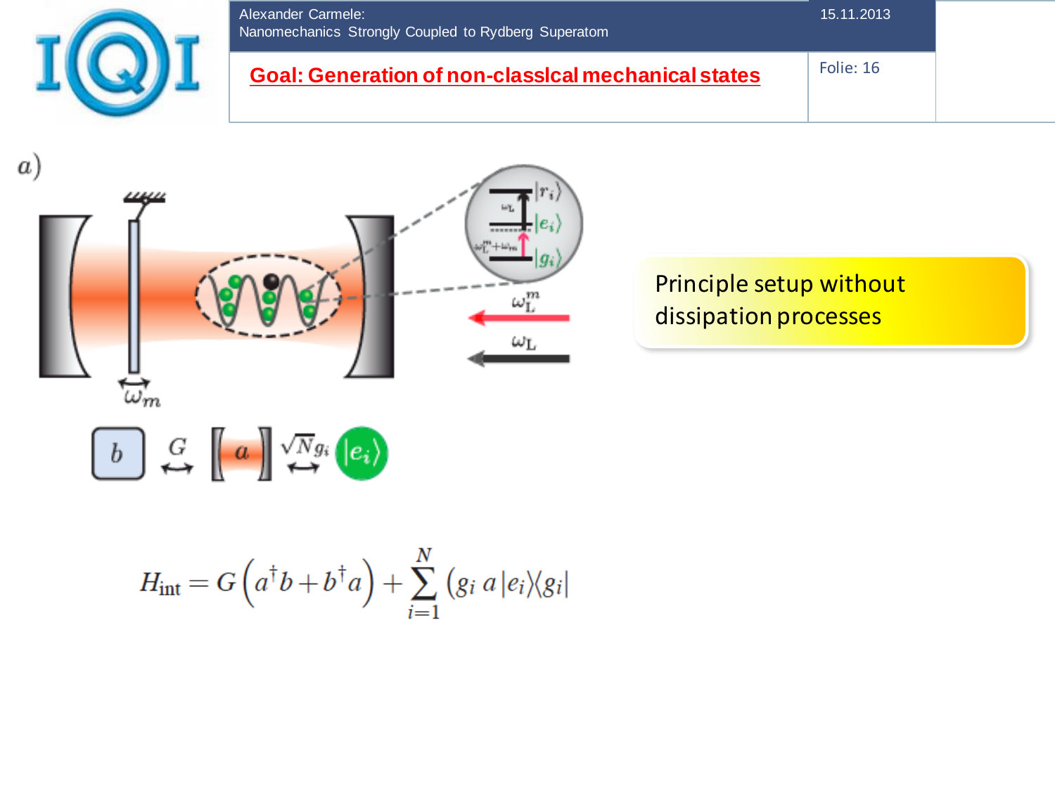# Goal: Generation of non-classlcal mechanical states

a)

$\omega_m$

$|r_i\rangle$

$|e_i\rangle$

$|g_i\rangle$

$\omega_L$

$\omega_L^m + \omega_m$

$\omega_L^m$

$\omega_L$

$b$ $G$ $a$ $\sqrt{N} g_i$ $|e_i\rangle$

Principle setup without dissipation processes

$$H_{\text{int}} = G\left(a^\dagger b + b^\dagger a\right) + \sum_{i=1}^{N} \left(g_i\, a\, |e_i\rangle\langle g_i|\right.$$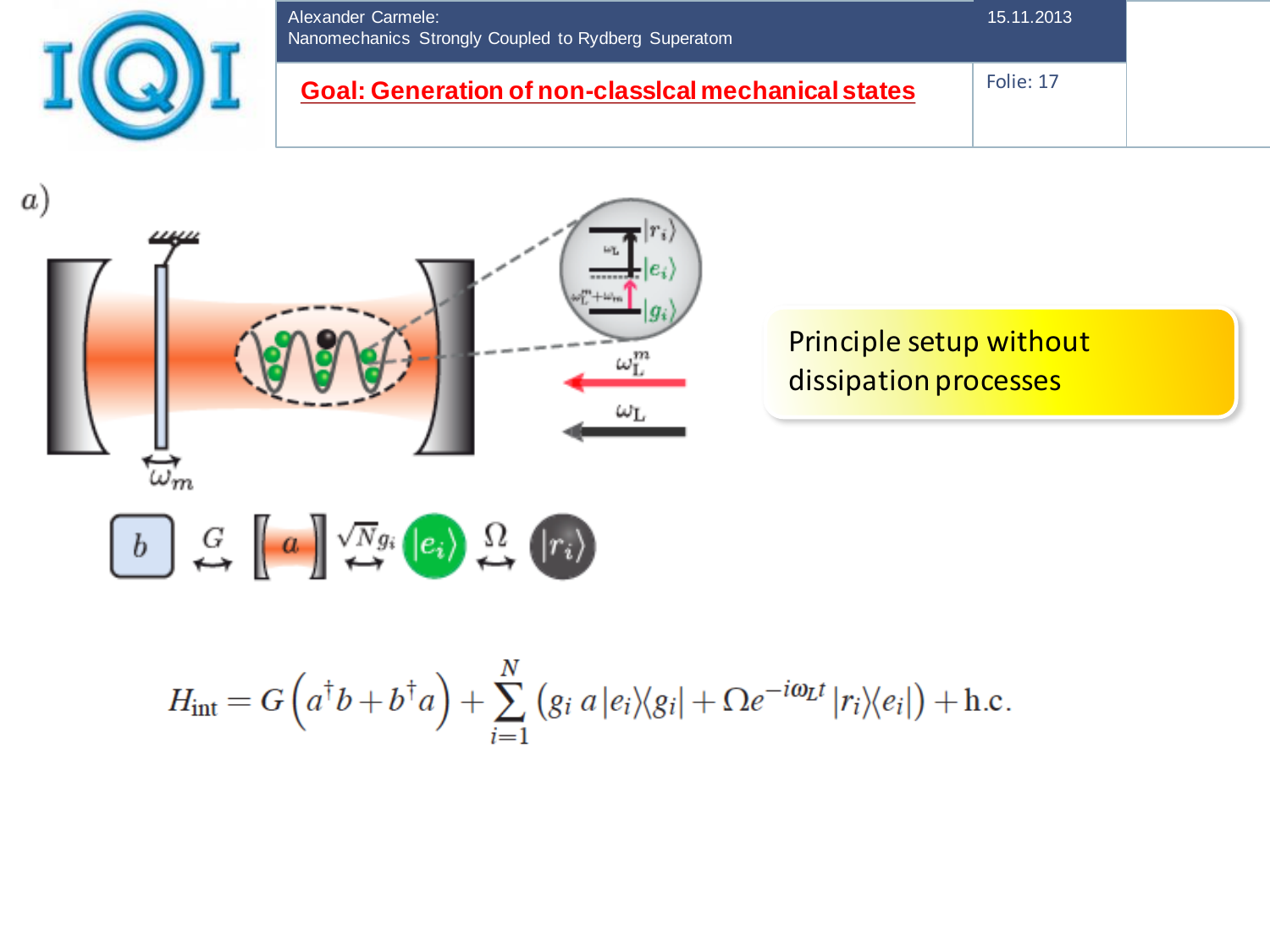## Goal: Generation of non-classlcal mechanical states

a)

$\omega_m$

$b \overset{G}{\leftrightarrow} a \overset{\sqrt{N}g_i}{\leftrightarrow} |e_i\rangle \overset{\Omega}{\leftrightarrow} |r_i\rangle$

$|r_i\rangle$, $|e_i\rangle$, $|g_i\rangle$, $\omega_L$, $\omega_L^m + \omega_m$

$\omega_L^m$

$\omega_L$

Principle setup without dissipation processes

$$H_{\text{int}} = G\left(a^\dagger b + b^\dagger a\right) + \sum_{i=1}^{N}\left(g_i\, a\,|e_i\rangle\langle g_i| + \Omega e^{-i\omega_L t}\,|r_i\rangle\langle e_i|\right) + \text{h.c.}$$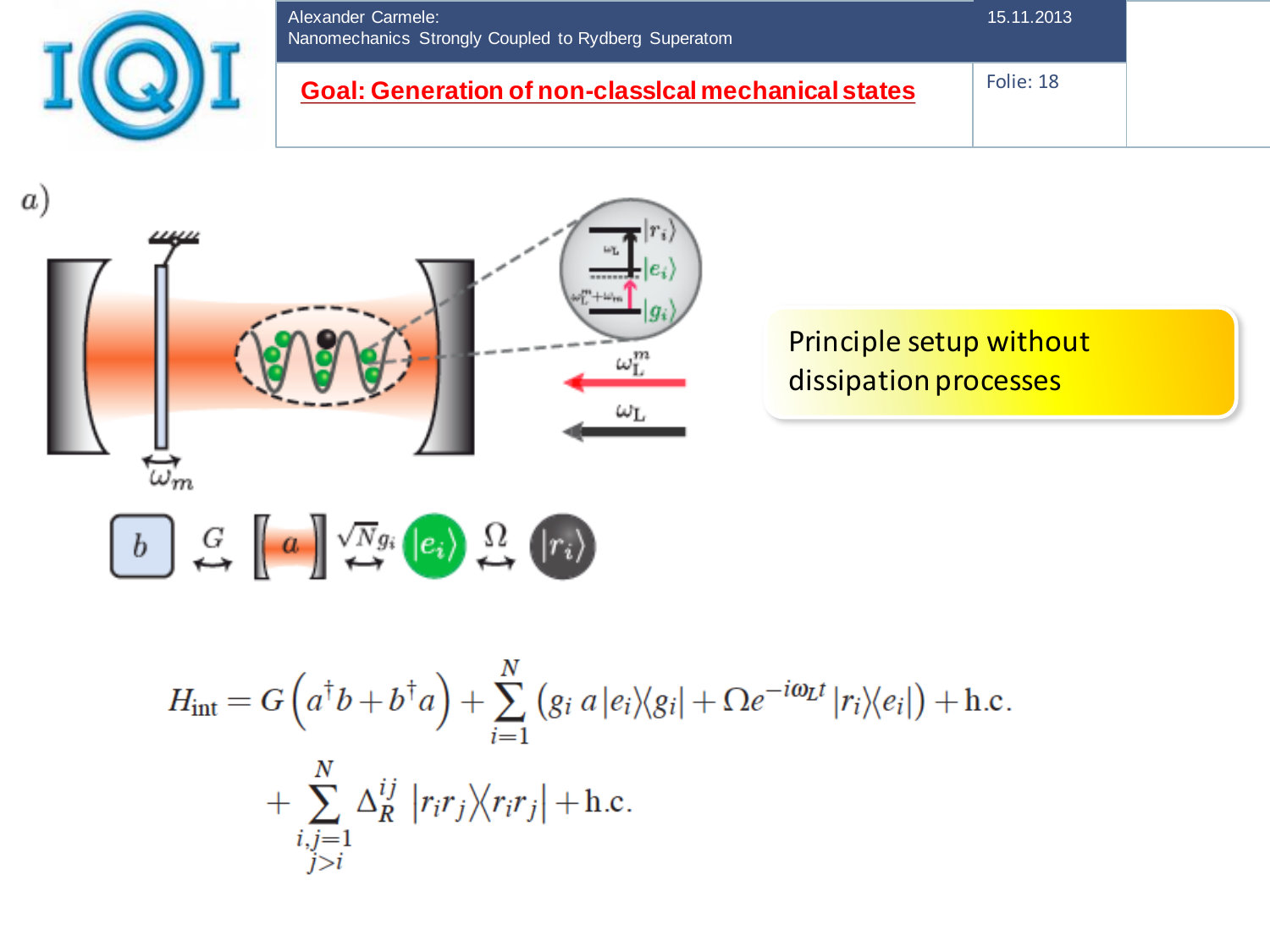## Goal: Generation of non-classlcal mechanical states

a)

Principle setup without dissipation processes

$$H_{\text{int}} = G\left(a^{\dagger}b + b^{\dagger}a\right) + \sum_{i=1}^{N}\left(g_i\, a\,|e_i\rangle\langle g_i| + \Omega e^{-i\omega_L t}\,|r_i\rangle\langle e_i|\right) + \text{h.c.}$$

$$+ \sum_{\substack{i,j=1 \\ j>i}}^{N} \Delta_R^{ij}\,|r_i r_j\rangle\langle r_i r_j| + \text{h.c.}$$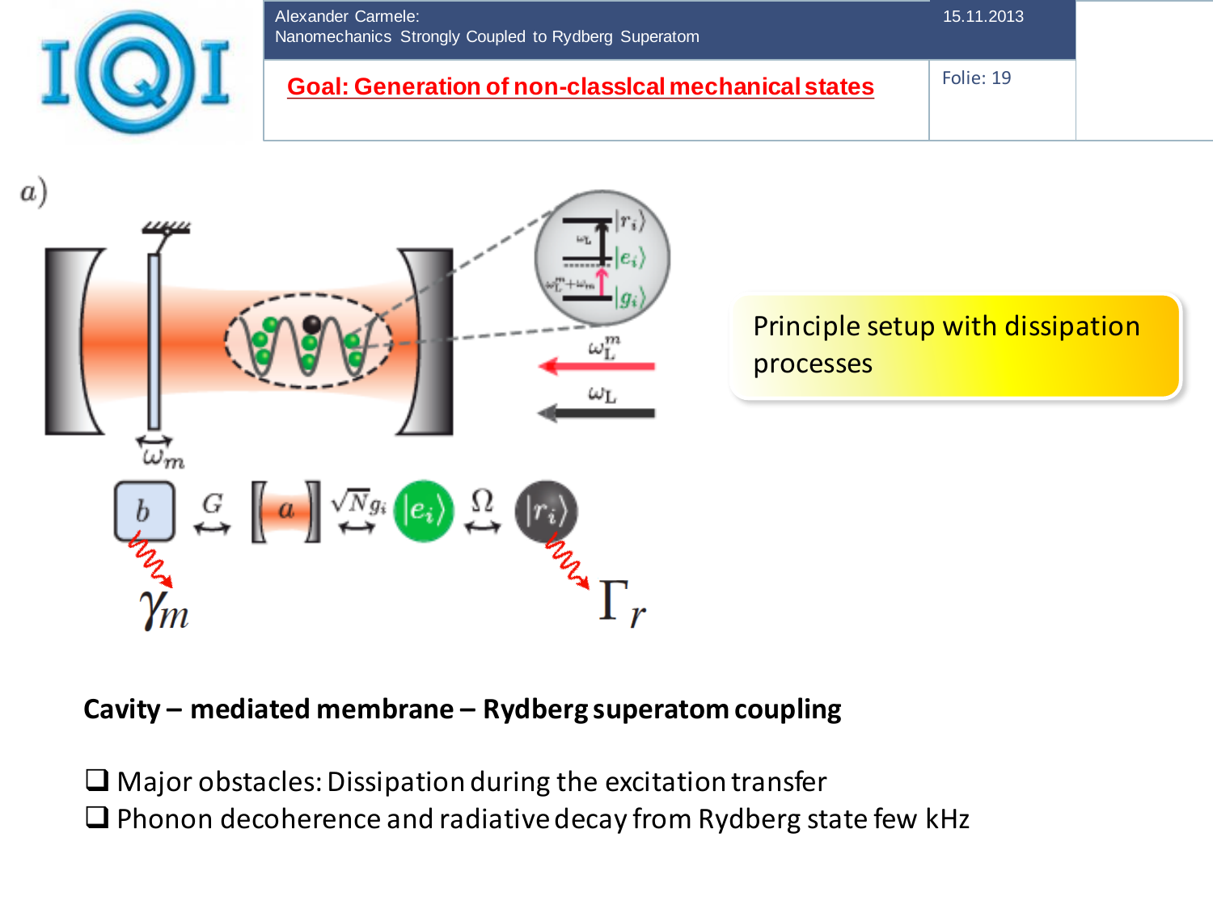# Goal: Generation of non-classlcal mechanical states

a)

Principle setup with dissipation processes

**Cavity – mediated membrane – Rydberg superatom coupling**

- ❑ Major obstacles: Dissipation during the excitation transfer
- ❑ Phonon decoherence and radiative decay from Rydberg state few kHz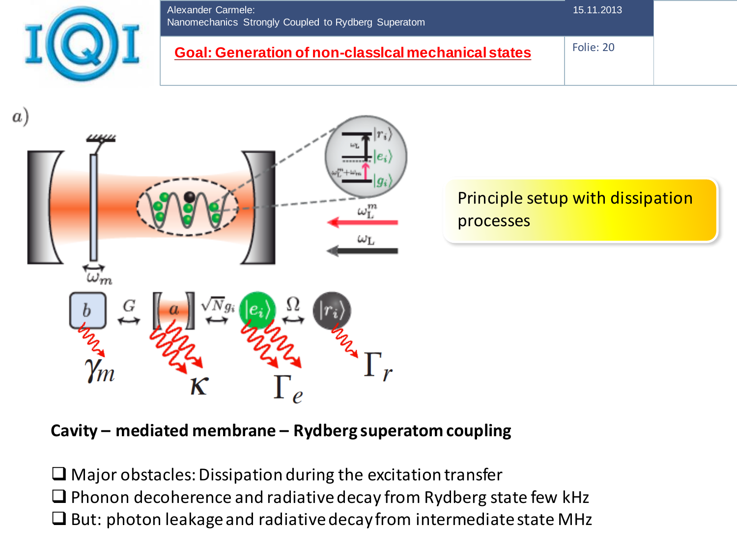## Goal: Generation of non-classlcal mechanical states

Principle setup with dissipation processes

**Cavity – mediated membrane – Rydberg superatom coupling**

- Major obstacles: Dissipation during the excitation transfer
- Phonon decoherence and radiative decay from Rydberg state few kHz
- But: photon leakage and radiative decay from intermediate state MHz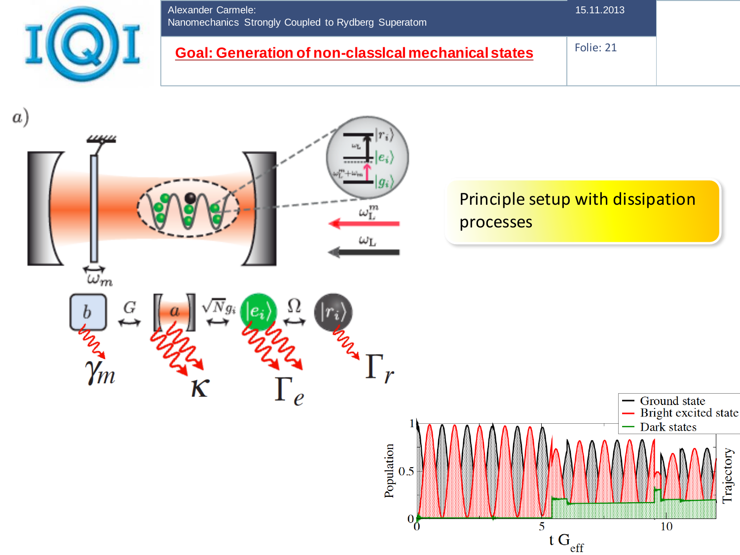## Goal: Generation of non-classlcal mechanical states

a)

$\omega_m$

$b$ $G$ $a$ $\sqrt{N}g_i$ $|e_i\rangle$ $\Omega$ $|r_i\rangle$

$\gamma_m$ $\kappa$ $\Gamma_e$ $\Gamma_r$

$|r_i\rangle$ $|e_i\rangle$ $|g_i\rangle$ $\omega_L$ $\omega_L^m+\omega_m$

$\omega_L^m$

$\omega_L$

Principle setup with dissipation processes

Ground state
Bright excited state
Dark states

Population

Trajectory

1
0.5
0
0
5
10

t $G_{eff}$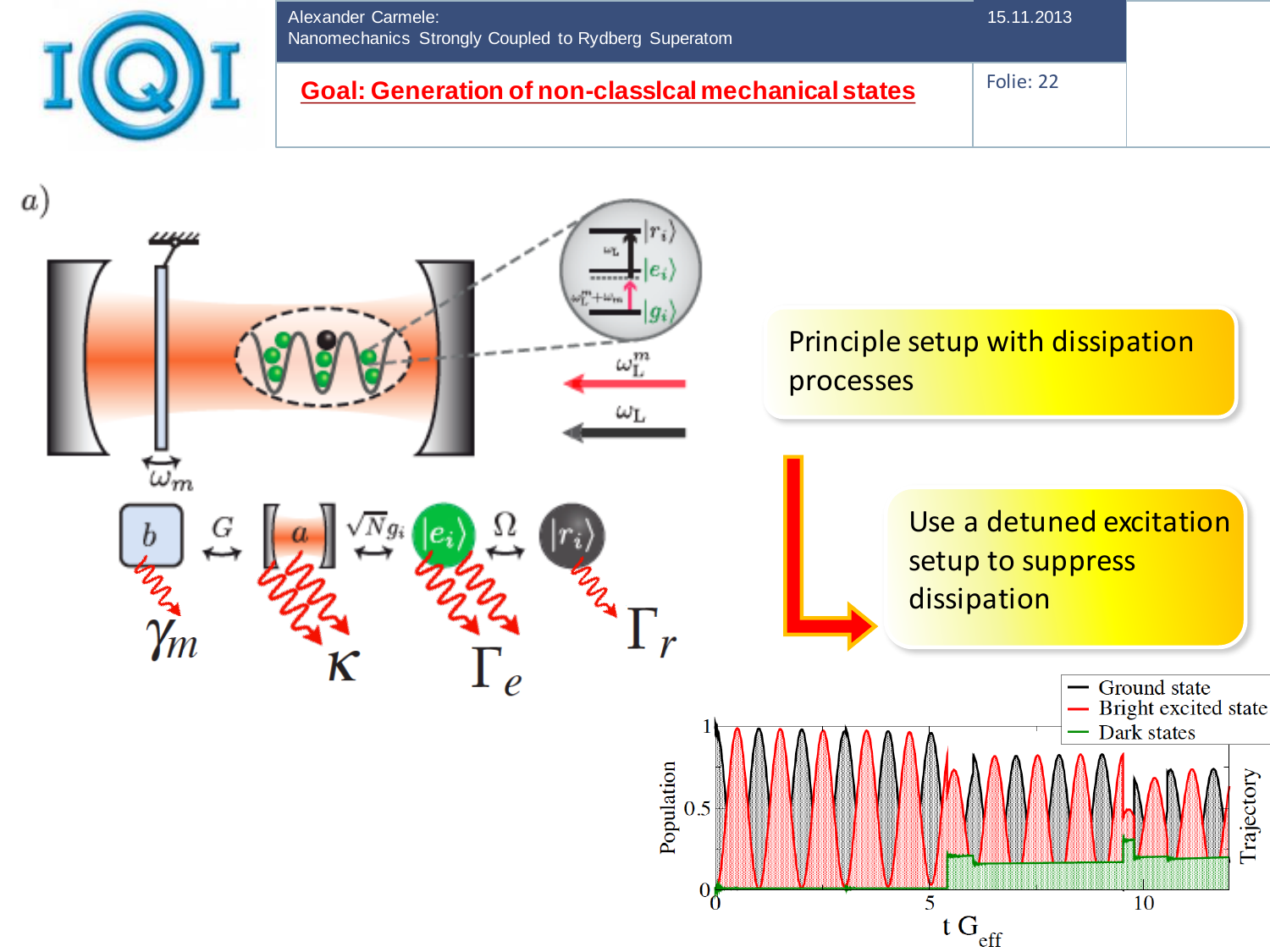# Goal: Generation of non-classlcal mechanical states

a)

$\omega_m$

$b$ $G$ $a$ $\sqrt{N}g_i$ $|e_i\rangle$ $\Omega$ $|r_i\rangle$

$\gamma_m$ $\kappa$ $\Gamma_e$ $\Gamma_r$

$|r_i\rangle$ $|e_i\rangle$ $|g_i\rangle$ $\omega_L$ $\omega_L^m + \omega_m$

$\omega_L^m$

$\omega_L$

Principle setup with dissipation processes

Use a detuned excitation setup to suppress dissipation

Ground state
Bright excited state
Dark states

Population
1
0.5
0
0
5
10
t $G_{eff}$
Trajectory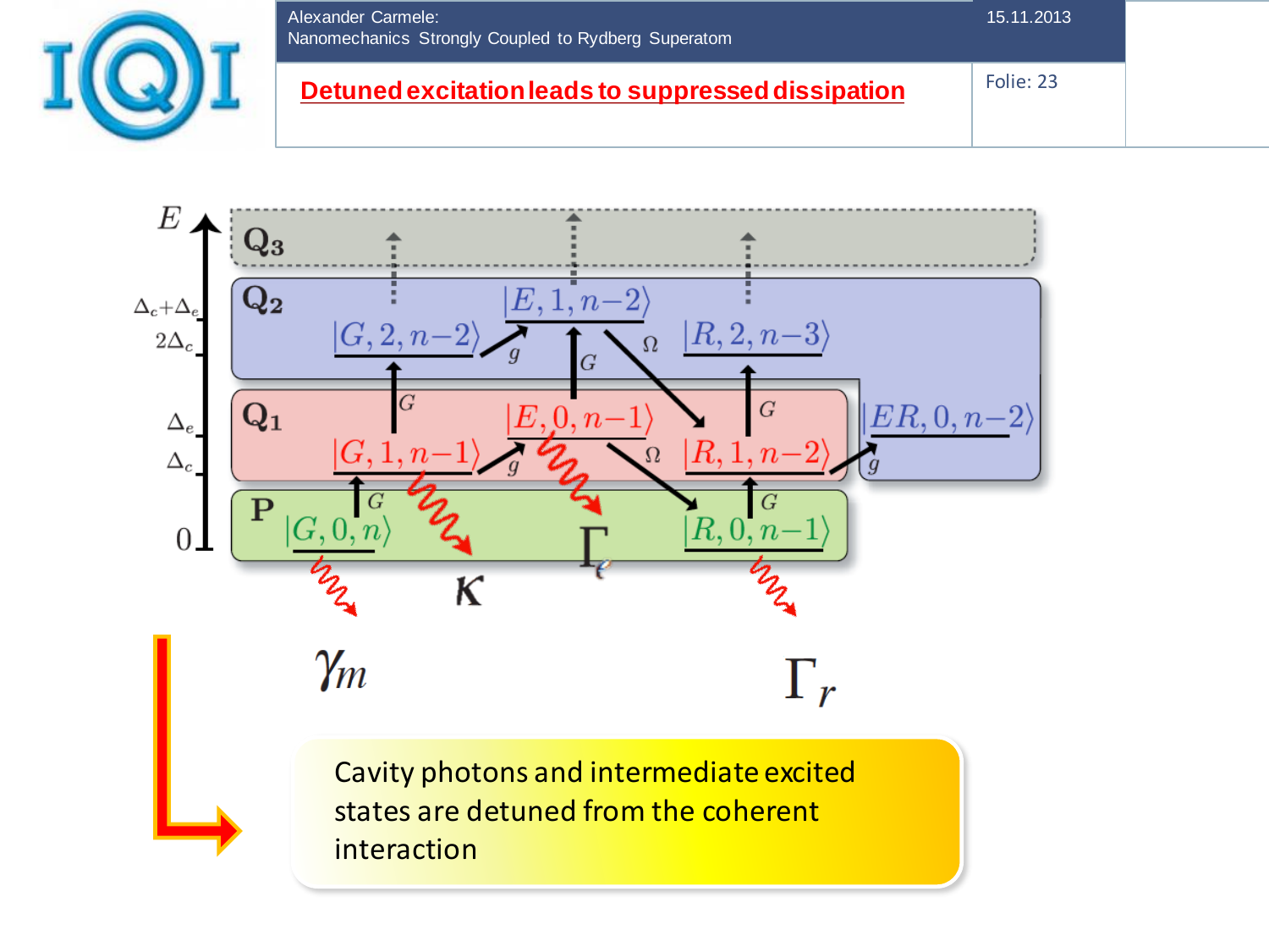# Detuned excitation leads to suppressed dissipation

$E$

$\Delta_c+\Delta_e$

$2\Delta_c$

$\Delta_e$

$\Delta_c$

0

$\mathbf{Q_3}$

$\mathbf{Q_2}$

$|G,2,n{-}2\rangle$ $|E,1,n{-}2\rangle$ $|R,2,n{-}3\rangle$

$\mathbf{Q_1}$

$|G,1,n{-}1\rangle$ $|E,0,n{-}1\rangle$ $|R,1,n{-}2\rangle$ $|ER,0,n{-}2\rangle$

$\mathbf{P}$

$|G,0,n\rangle$ $|R,0,n{-}1\rangle$

$G$ $g$ $\Omega$

$\kappa$ $\Gamma_e$

$\gamma_m$ $\Gamma_r$

Cavity photons and intermediate excited states are detuned from the coherent interaction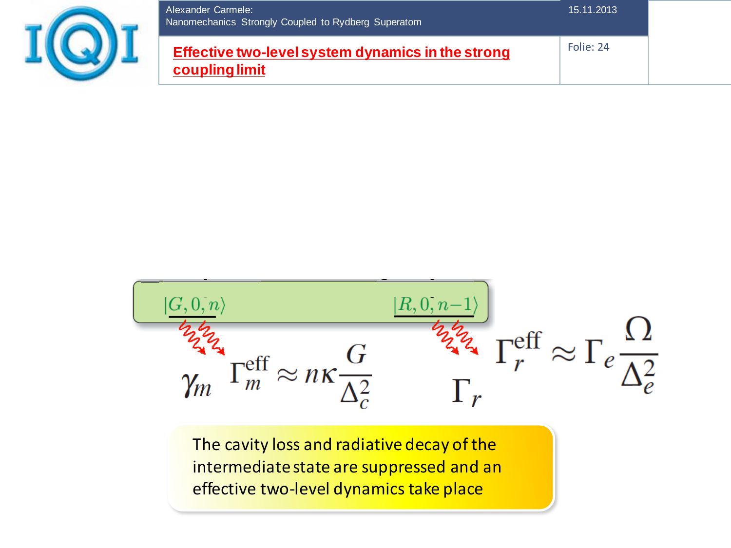## Effective two-level system dynamics in the strong coupling limit

$|G,0,n\rangle$ $\quad$ $|R,0,n-1\rangle$

$\gamma_m$ $\quad \Gamma_m^{\text{eff}} \approx n\kappa \frac{G}{\Delta_c^2}$

$\Gamma_r$ $\quad \Gamma_r^{\text{eff}} \approx \Gamma_e \frac{\Omega}{\Delta_e^2}$

The cavity loss and radiative decay of the intermediate state are suppressed and an effective two-level dynamics take place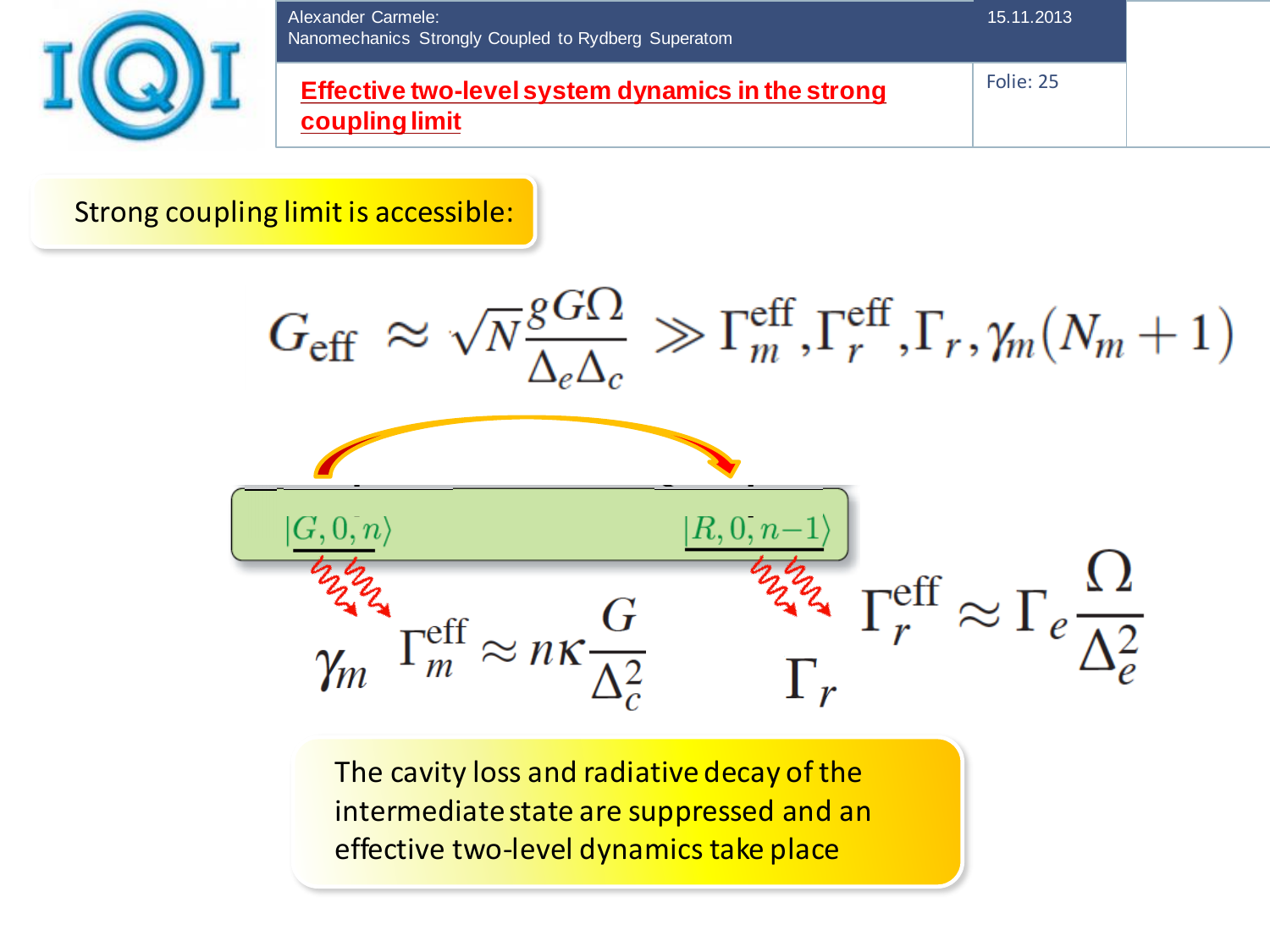# Effective two-level system dynamics in the strong coupling limit

Strong coupling limit is accessible:

$$G_{\text{eff}} \approx \sqrt{N}\frac{gG\Omega}{\Delta_e\Delta_c} \gg \Gamma_m^{\text{eff}}, \Gamma_r^{\text{eff}}, \Gamma_r, \gamma_m(N_m+1)$$

$|G,0,n\rangle$ $\quad$ $|R,0,n-1\rangle$

$\gamma_m$ $\quad$ $\Gamma_m^{\text{eff}} \approx n\kappa\frac{G}{\Delta_c^2}$ $\quad$ $\Gamma_r$ $\quad$ $\Gamma_r^{\text{eff}} \approx \Gamma_e\frac{\Omega}{\Delta_e^2}$

The cavity loss and radiative decay of the intermediate state are suppressed and an effective two-level dynamics take place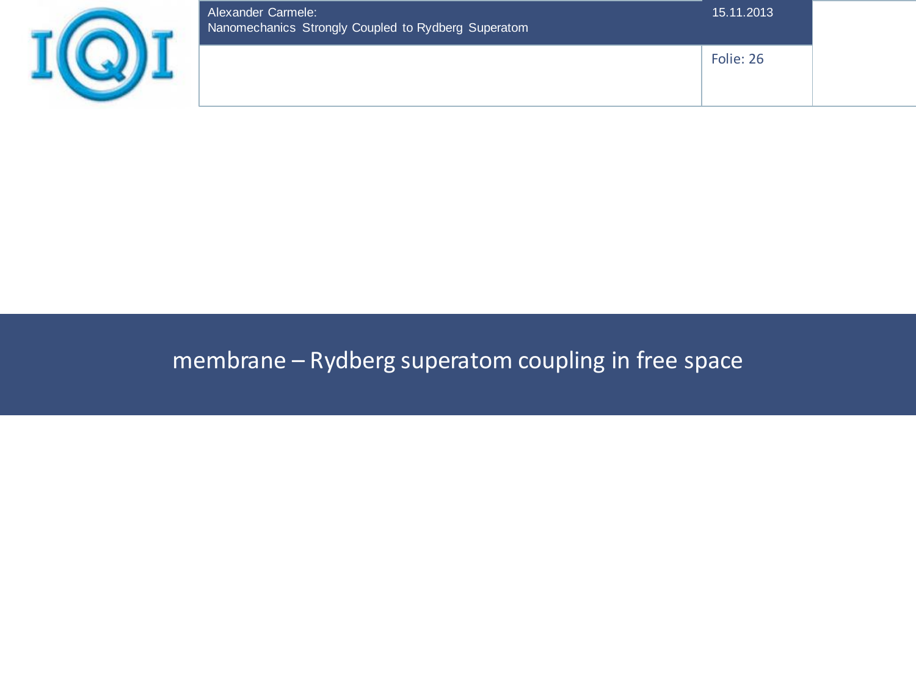# membrane – Rydberg superatom coupling in free space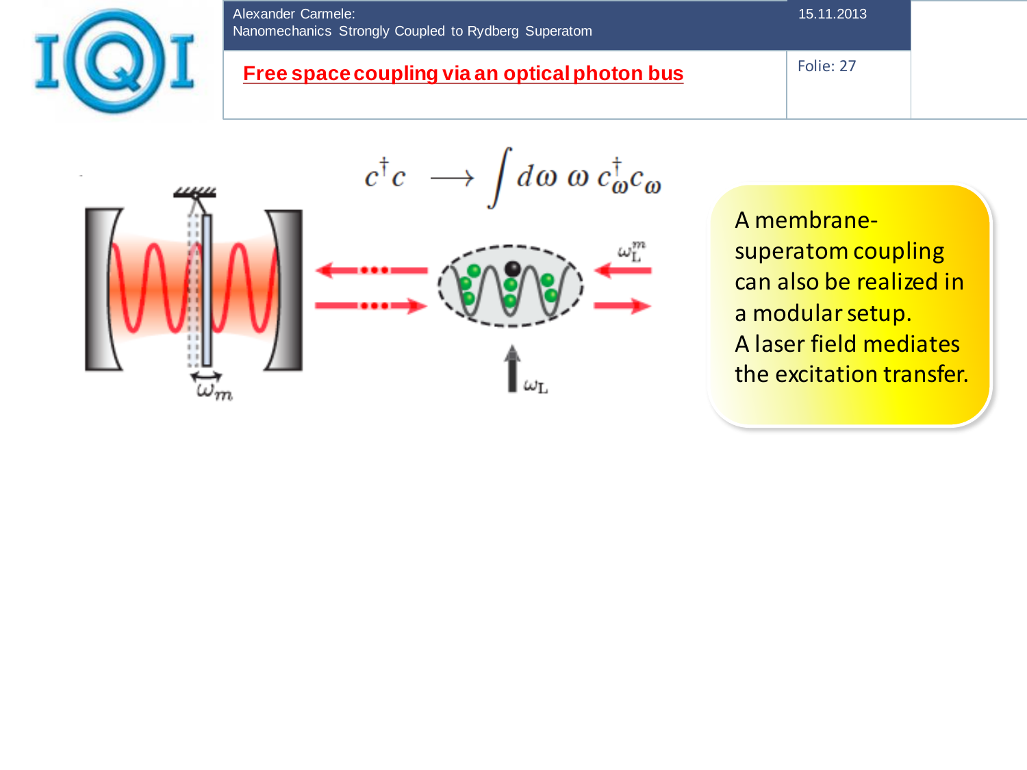## Free space coupling via an optical photon bus

$$c^\dagger c \longrightarrow \int d\omega \, \omega \, c^\dagger_\omega c_\omega$$

$\omega_m$

$\omega_L^m$

$\omega_L$

A membrane-superatom coupling can also be realized in a modular setup.
A laser field mediates the excitation transfer.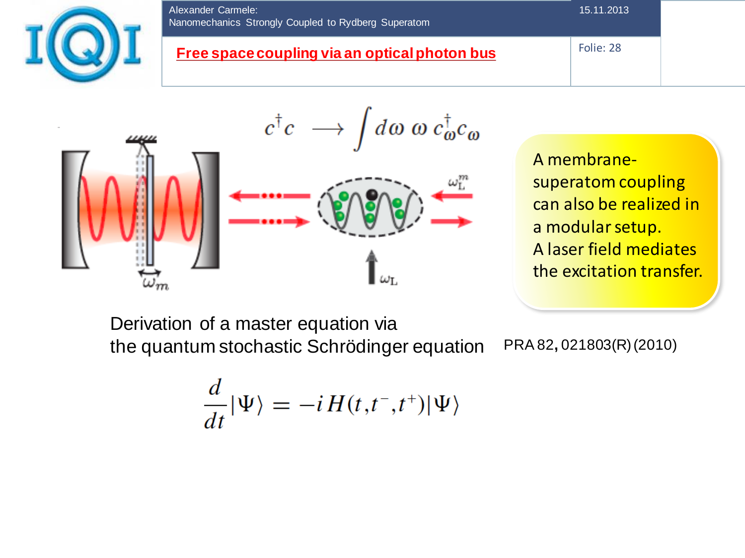## Free space coupling via an optical photon bus

$$c^\dagger c \longrightarrow \int d\omega \, \omega \, c_\omega^\dagger c_\omega$$

$\omega_m$ $\omega_L^m$ $\omega_L$

A membrane-superatom coupling can also be realized in a modular setup.
A laser field mediates the excitation transfer.

Derivation of a master equation via the quantum stochastic Schrödinger equation

PRA 82, 021803(R) (2010)

$$\frac{d}{dt}|\Psi\rangle = -i H(t, t^-, t^+)|\Psi\rangle$$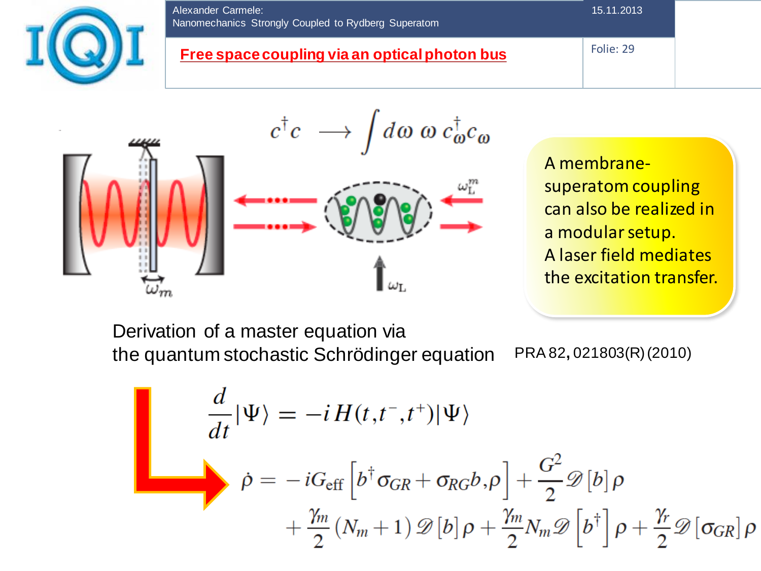## Free space coupling via an optical photon bus

$$c^\dagger c \longrightarrow \int d\omega\, \omega\, c_\omega^\dagger c_\omega$$

A membrane-superatom coupling can also be realized in a modular setup.
A laser field mediates the excitation transfer.

Derivation of a master equation via the quantum stochastic Schrödinger equation

PRA 82, 021803(R) (2010)

$$\frac{d}{dt}|\Psi\rangle = -iH(t,t^-,t^+)|\Psi\rangle$$

$$\dot{\rho} = -iG_{\text{eff}}\left[b^\dagger \sigma_{GR} + \sigma_{RG} b, \rho\right] + \frac{G^2}{2}\mathscr{D}[b]\rho + \frac{\gamma_m}{2}(N_m+1)\mathscr{D}[b]\rho + \frac{\gamma_m}{2}N_m\mathscr{D}\left[b^\dagger\right]\rho + \frac{\gamma_r}{2}\mathscr{D}[\sigma_{GR}]\rho$$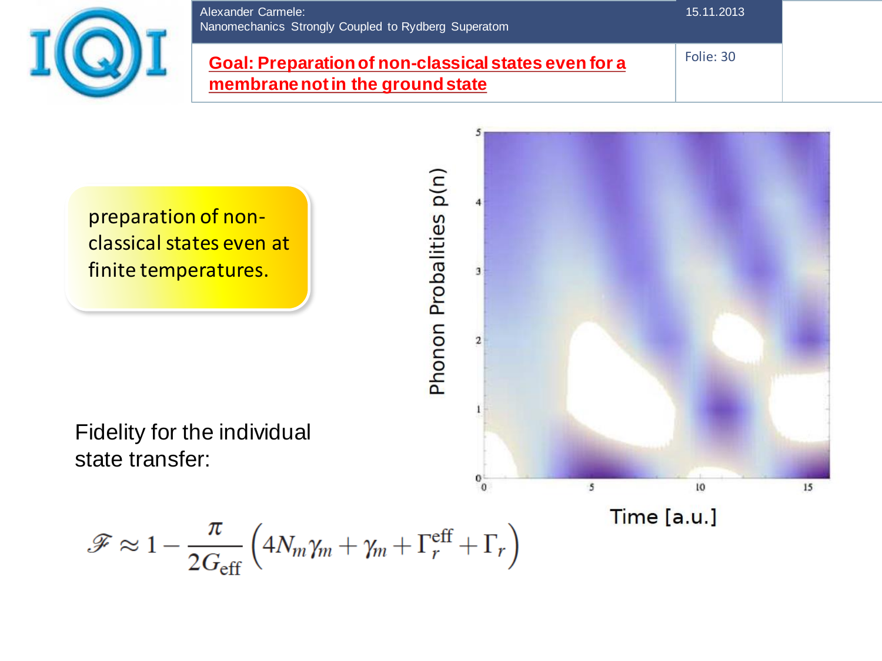## Goal: Preparation of non-classical states even for a membrane not in the ground state

preparation of non-classical states even at finite temperatures.

Fidelity for the individual state transfer:

$$\mathscr{F} \approx 1 - \frac{\pi}{2G_{\text{eff}}}\left(4N_m\gamma_m + \gamma_m + \Gamma_r^{\text{eff}} + \Gamma_r\right)$$

Phonon Probalities p(n)

0
1
2
3
4
5

0
5
10
15

Time [a.u.]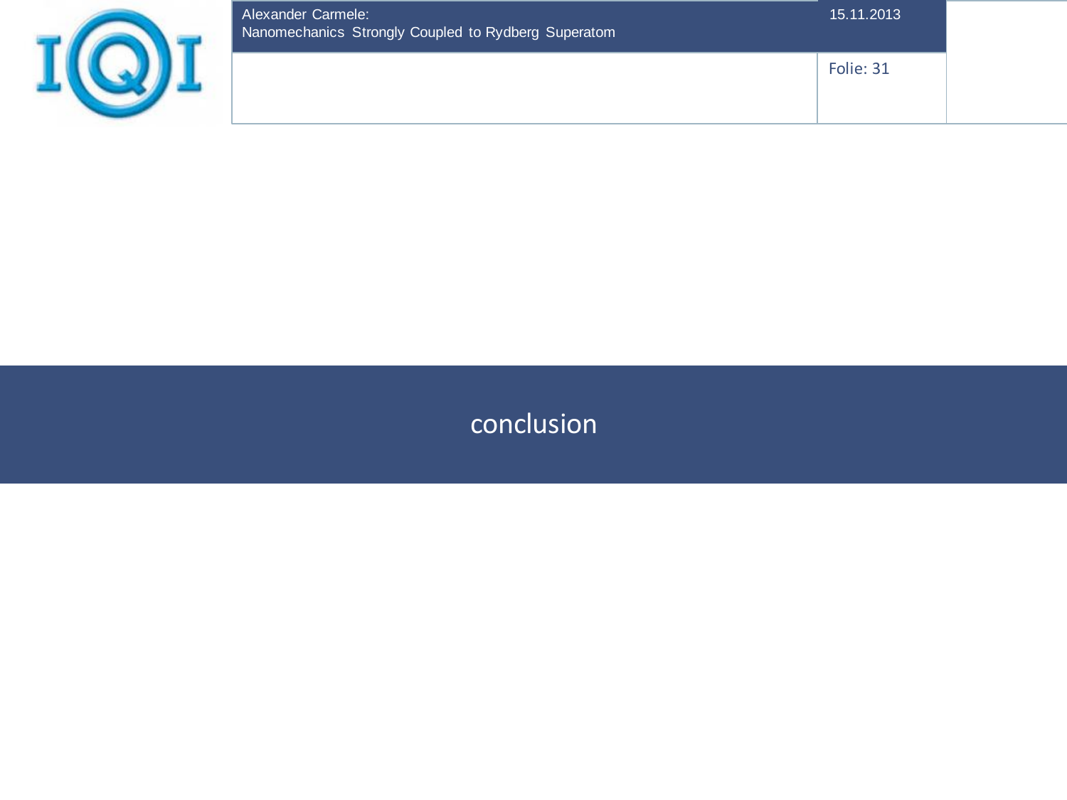# conclusion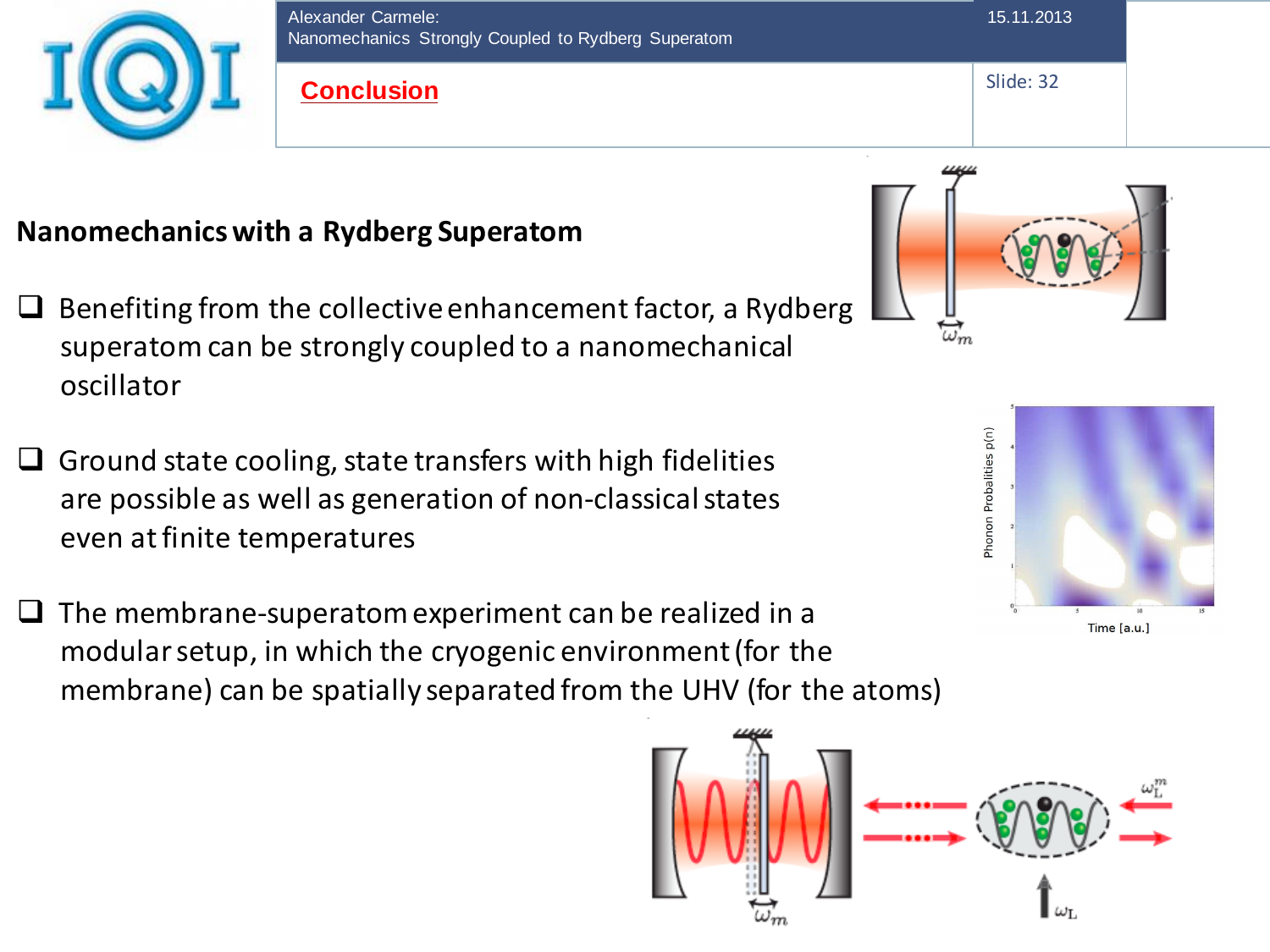## Conclusion

### Nanomechanics with a Rydberg Superatom

- Benefiting from the collective enhancement factor, a Rydberg superatom can be strongly coupled to a nanomechanical oscillator
- Ground state cooling, state transfers with high fidelities are possible as well as generation of non-classical states even at finite temperatures
- The membrane-superatom experiment can be realized in a modular setup, in which the cryogenic environment (for the membrane) can be spatially separated from the UHV (for the atoms)

$\omega_m$

Phonon Probalities p(n)

Time [a.u.]

$\omega_m$

$\omega_L^m$

$\omega_L$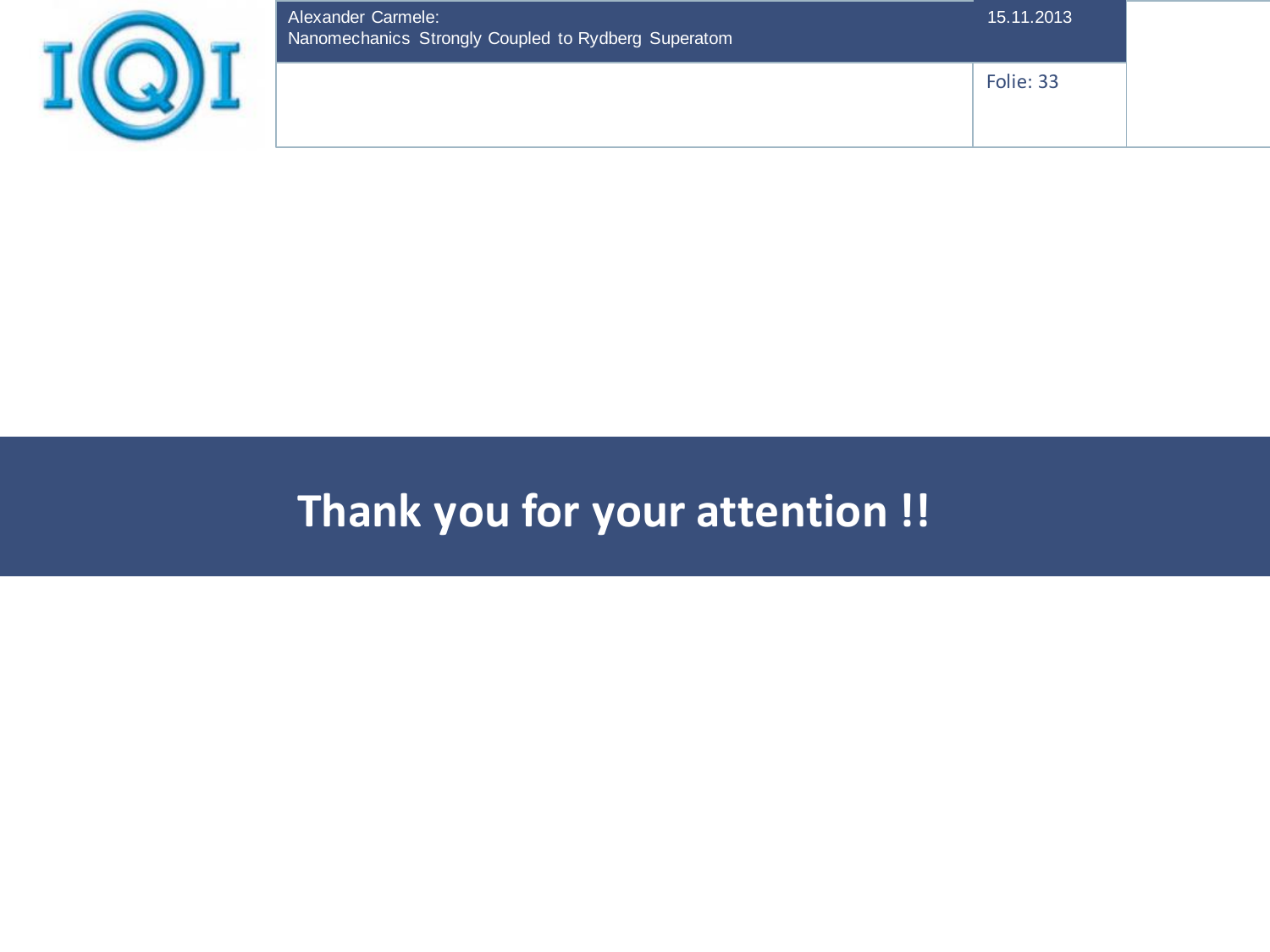# Thank you for your attention !!